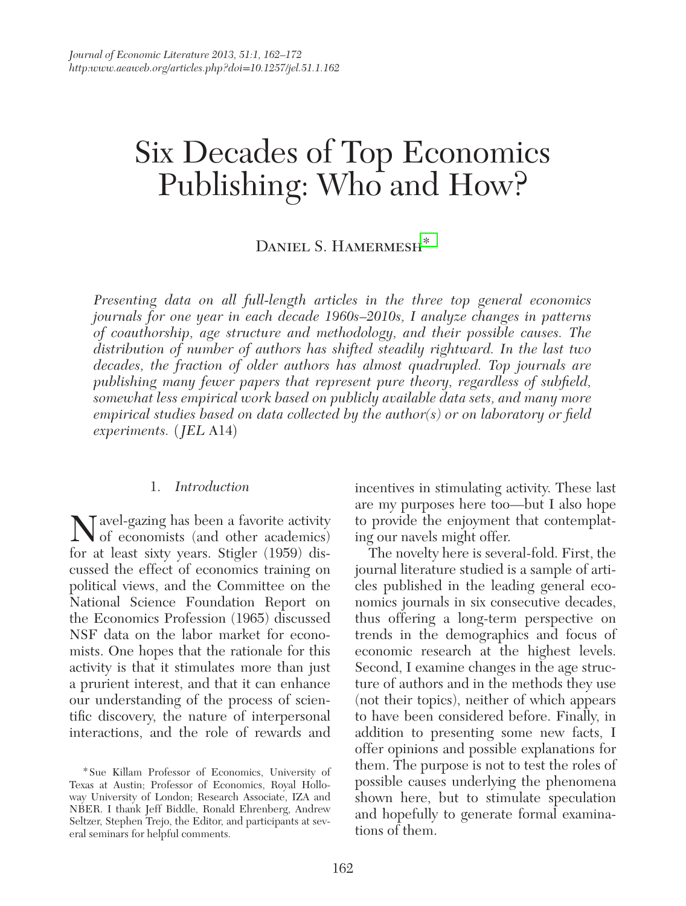# Six Decades of Top Economics Publishing: Who and How?

Daniel S. Hamermesh[*]

*Presenting data on all full-length articles in the three top general economics journals for one year in each decade 1960s–2010s, I analyze changes in patterns of coauthorship, age structure and methodology, and their possible causes. The distribution of number of authors has shifted steadily rightward. In the last two decades, the fraction of older authors has almost quadrupled. Top journals are publishing many fewer papers that represent pure theory, regardless of subfield, somewhat less empirical work based on publicly available data sets, and many more empirical studies based on data collected by the author(s) or on laboratory or field experiments.* (*JEL* A14)

## 1. *Introduction*

Navel-gazing has been a favorite activity of economists (and other academics) for at least sixty years. Stigler (1959) discussed the effect of economics training on political views, and the Committee on the National Science Foundation Report on the Economics Profession (1965) discussed NSF data on the labor market for economists. One hopes that the rationale for this activity is that it stimulates more than just a prurient interest, and that it can enhance our understanding of the process of scientific discovery, the nature of interpersonal interactions, and the role of rewards and incentives in stimulating activity. These last are my purposes here too—but I also hope to provide the enjoyment that contemplating our navels might offer.

The novelty here is several-fold. First, the journal literature studied is a sample of articles published in the leading general economics journals in six consecutive decades, thus offering a long-term perspective on trends in the demographics and focus of economic research at the highest levels. Second, I examine changes in the age structure of authors and in the methods they use (not their topics), neither of which appears to have been considered before. Finally, in addition to presenting some new facts, I offer opinions and possible explanations for them. The purpose is not to test the roles of possible causes underlying the phenomena shown here, but to stimulate speculation and hopefully to generate formal examinations of them.

[*] Sue Killam Professor of Economics, University of Texas at Austin; Professor of Economics, Royal Holloway University of London; Research Associate, IZA and NBER. I thank Jeff Biddle, Ronald Ehrenberg, Andrew Seltzer, Stephen Trejo, the Editor, and participants at several seminars for helpful comments.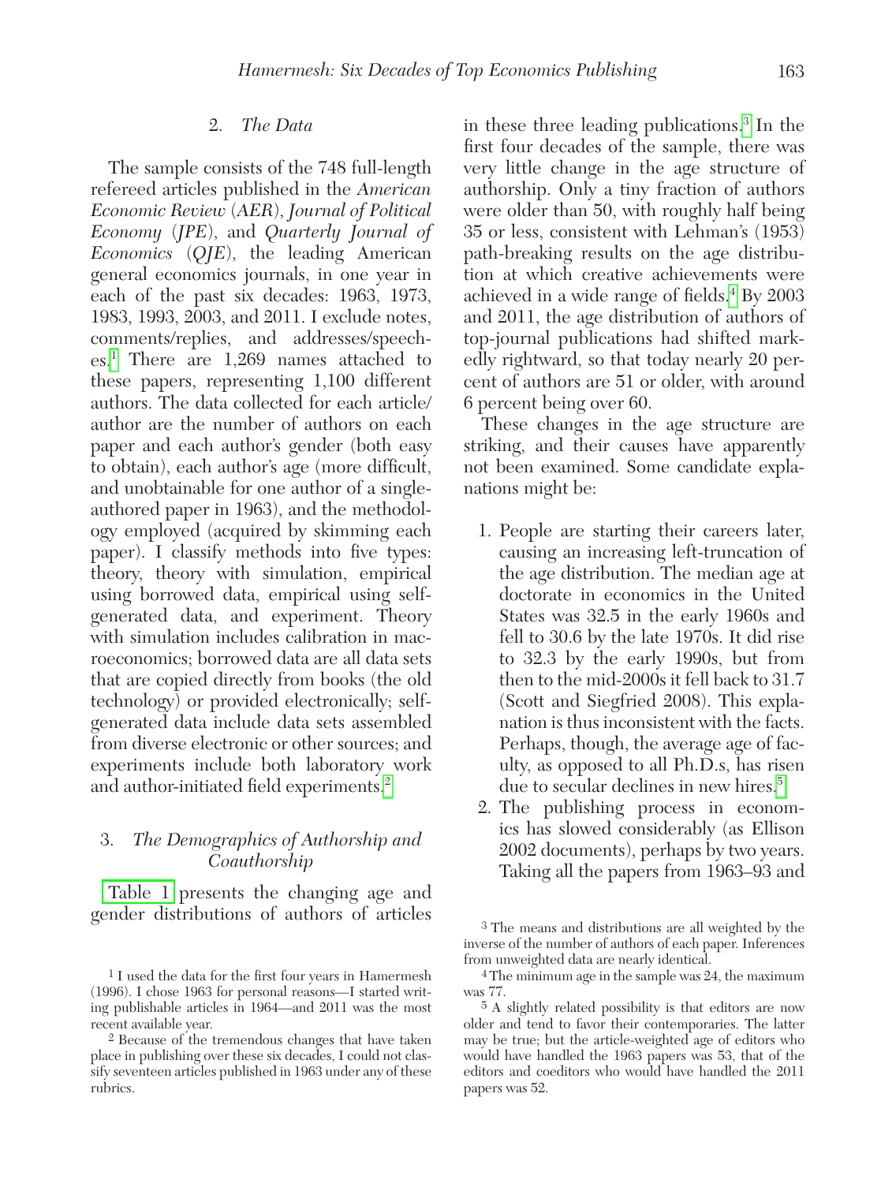## 2. *The Data*

The sample consists of the 748 full-length refereed articles published in the *American Economic Review* (*AER*), *Journal of Political Economy* (*JPE*), and *Quarterly Journal of Economics* (*QJE*), the leading American general economics journals, in one year in each of the past six decades: 1963, 1973, 1983, 1993, 2003, and 2011. I exclude notes, comments/replies, and addresses/speeches.[1] There are 1,269 names attached to these papers, representing 1,100 different authors. The data collected for each article/author are the number of authors on each paper and each author's gender (both easy to obtain), each author's age (more difficult, and unobtainable for one author of a single-authored paper in 1963), and the methodology employed (acquired by skimming each paper). I classify methods into five types: theory, theory with simulation, empirical using borrowed data, empirical using self-generated data, and experiment. Theory with simulation includes calibration in macroeconomics; borrowed data are all data sets that are copied directly from books (the old technology) or provided electronically; self-generated data include data sets assembled from diverse electronic or other sources; and experiments include both laboratory work and author-initiated field experiments.[2]

## 3. *The Demographics of Authorship and Coauthorship*

Table 1 presents the changing age and gender distributions of authors of articles in these three leading publications.[3] In the first four decades of the sample, there was very little change in the age structure of authorship. Only a tiny fraction of authors were older than 50, with roughly half being 35 or less, consistent with Lehman's (1953) path-breaking results on the age distribution at which creative achievements were achieved in a wide range of fields.[4] By 2003 and 2011, the age distribution of authors of top-journal publications had shifted markedly rightward, so that today nearly 20 percent of authors are 51 or older, with around 6 percent being over 60.

These changes in the age structure are striking, and their causes have apparently not been examined. Some candidate explanations might be:

1. People are starting their careers later, causing an increasing left-truncation of the age distribution. The median age at doctorate in economics in the United States was 32.5 in the early 1960s and fell to 30.6 by the late 1970s. It did rise to 32.3 by the early 1990s, but from then to the mid-2000s it fell back to 31.7 (Scott and Siegfried 2008). This explanation is thus inconsistent with the facts. Perhaps, though, the average age of faculty, as opposed to all Ph.D.s, has risen due to secular declines in new hires.[5]
2. The publishing process in economics has slowed considerably (as Ellison 2002 documents), perhaps by two years. Taking all the papers from 1963–93 and

---

[1] I used the data for the first four years in Hamermesh (1996). I chose 1963 for personal reasons—I started writing publishable articles in 1964—and 2011 was the most recent available year.

[2] Because of the tremendous changes that have taken place in publishing over these six decades, I could not classify seventeen articles published in 1963 under any of these rubrics.

[3] The means and distributions are all weighted by the inverse of the number of authors of each paper. Inferences from unweighted data are nearly identical.

[4] The minimum age in the sample was 24, the maximum was 77.

[5] A slightly related possibility is that editors are now older and tend to favor their contemporaries. The latter may be true; but the article-weighted age of editors who would have handled the 1963 papers was 53, that of the editors and coeditors who would have handled the 2011 papers was 52.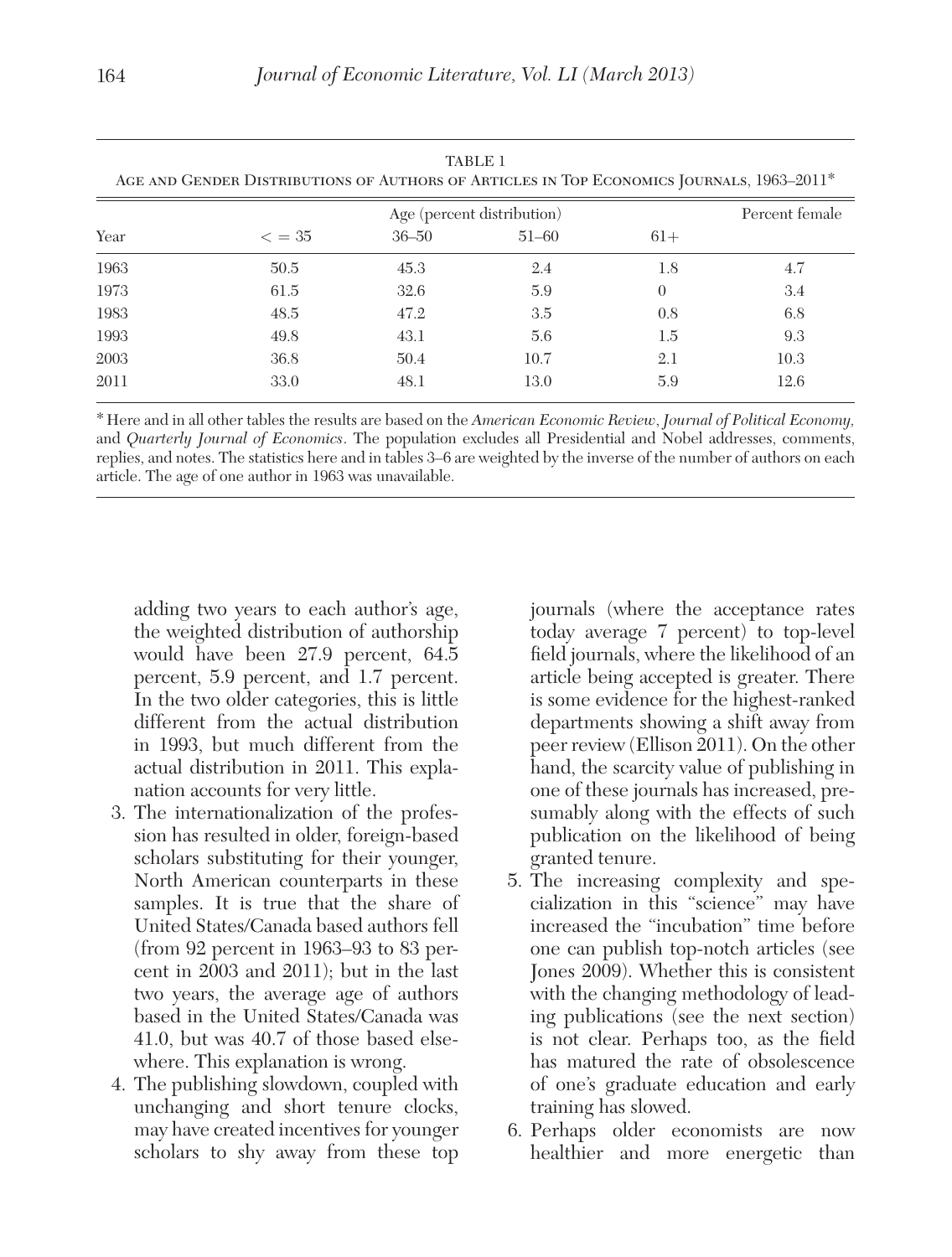TABLE 1
AGE AND GENDER DISTRIBUTIONS OF AUTHORS OF ARTICLES IN TOP ECONOMICS JOURNALS, 1963–2011*

| Year | Age (percent distribution) | | | | Percent female |
|---|---|---|---|---|---|
| | < = 35 | 36–50 | 51–60 | 61+ | |
| 1963 | 50.5 | 45.3 | 2.4 | 1.8 | 4.7 |
| 1973 | 61.5 | 32.6 | 5.9 | 0 | 3.4 |
| 1983 | 48.5 | 47.2 | 3.5 | 0.8 | 6.8 |
| 1993 | 49.8 | 43.1 | 5.6 | 1.5 | 9.3 |
| 2003 | 36.8 | 50.4 | 10.7 | 2.1 | 10.3 |
| 2011 | 33.0 | 48.1 | 13.0 | 5.9 | 12.6 |

* Here and in all other tables the results are based on the *American Economic Review*, *Journal of Political Economy,* and *Quarterly Journal of Economics*. The population excludes all Presidential and Nobel addresses, comments, replies, and notes. The statistics here and in tables 3–6 are weighted by the inverse of the number of authors on each article. The age of one author in 1963 was unavailable.

adding two years to each author's age, the weighted distribution of authorship would have been 27.9 percent, 64.5 percent, 5.9 percent, and 1.7 percent. In the two older categories, this is little different from the actual distribution in 1993, but much different from the actual distribution in 2011. This explanation accounts for very little.

3. The internationalization of the profession has resulted in older, foreign-based scholars substituting for their younger, North American counterparts in these samples. It is true that the share of United States/Canada based authors fell (from 92 percent in 1963–93 to 83 percent in 2003 and 2011); but in the last two years, the average age of authors based in the United States/Canada was 41.0, but was 40.7 of those based elsewhere. This explanation is wrong.
4. The publishing slowdown, coupled with unchanging and short tenure clocks, may have created incentives for younger scholars to shy away from these top journals (where the acceptance rates today average 7 percent) to top-level field journals, where the likelihood of an article being accepted is greater. There is some evidence for the highest-ranked departments showing a shift away from peer review (Ellison 2011). On the other hand, the scarcity value of publishing in one of these journals has increased, presumably along with the effects of such publication on the likelihood of being granted tenure.
5. The increasing complexity and specialization in this "science" may have increased the "incubation" time before one can publish top-notch articles (see Jones 2009). Whether this is consistent with the changing methodology of leading publications (see the next section) is not clear. Perhaps too, as the field has matured the rate of obsolescence of one's graduate education and early training has slowed.
6. Perhaps older economists are now healthier and more energetic than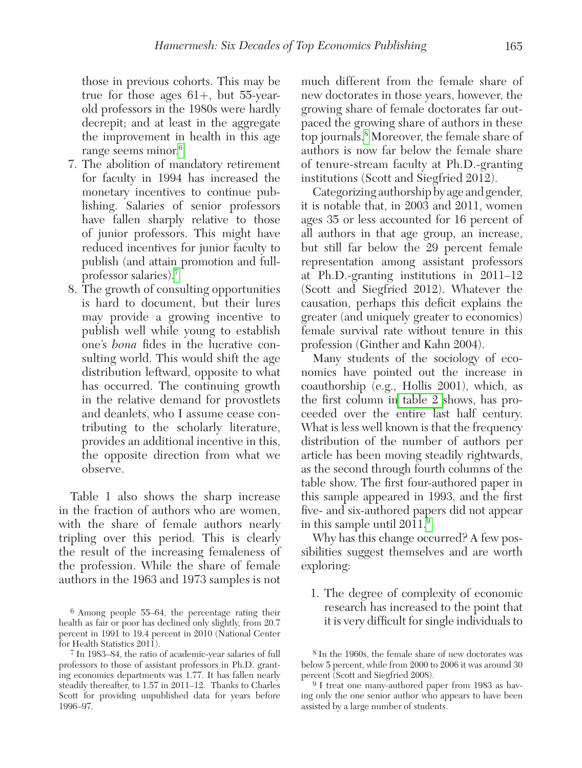those in previous cohorts. This may be true for those ages 61+, but 55-year-old professors in the 1980s were hardly decrepit; and at least in the aggregate the improvement in health in this age range seems minor.[6]

7. The abolition of mandatory retirement for faculty in 1994 has increased the monetary incentives to continue publishing. Salaries of senior professors have fallen sharply relative to those of junior professors. This might have reduced incentives for junior faculty to publish (and attain promotion and full-professor salaries).[7]
8. The growth of consulting opportunities is hard to document, but their lures may provide a growing incentive to publish well while young to establish one's *bona* fides in the lucrative consulting world. This would shift the age distribution leftward, opposite to what has occurred. The continuing growth in the relative demand for provostlets and deanlets, who I assume cease contributing to the scholarly literature, provides an additional incentive in this, the opposite direction from what we observe.

Table 1 also shows the sharp increase in the fraction of authors who are women, with the share of female authors nearly tripling over this period. This is clearly the result of the increasing femaleness of the profession. While the share of female authors in the 1963 and 1973 samples is not much different from the female share of new doctorates in those years, however, the growing share of female doctorates far outpaced the growing share of authors in these top journals.[8] Moreover, the female share of authors is now far below the female share of tenure-stream faculty at Ph.D.-granting institutions (Scott and Siegfried 2012).

Categorizing authorship by age and gender, it is notable that, in 2003 and 2011, women ages 35 or less accounted for 16 percent of all authors in that age group, an increase, but still far below the 29 percent female representation among assistant professors at Ph.D.-granting institutions in 2011–12 (Scott and Siegfried 2012). Whatever the causation, perhaps this deficit explains the greater (and uniquely greater to economics) female survival rate without tenure in this profession (Ginther and Kahn 2004).

Many students of the sociology of economics have pointed out the increase in coauthorship (e.g., Hollis 2001), which, as the first column in table 2 shows, has proceeded over the entire last half century. What is less well known is that the frequency distribution of the number of authors per article has been moving steadily rightwards, as the second through fourth columns of the table show. The first four-authored paper in this sample appeared in 1993, and the first five- and six-authored papers did not appear in this sample until 2011.[9]

Why has this change occurred? A few possibilities suggest themselves and are worth exploring:

1. The degree of complexity of economic research has increased to the point that it is very difficult for single individuals to

[6] Among people 55–64, the percentage rating their health as fair or poor has declined only slightly, from 20.7 percent in 1991 to 19.4 percent in 2010 (National Center for Health Statistics 2011).

[7] In 1983–84, the ratio of academic-year salaries of full professors to those of assistant professors in Ph.D. granting economics departments was 1.77. It has fallen nearly steadily thereafter, to 1.57 in 2011–12. Thanks to Charles Scott for providing unpublished data for years before 1996–97.

[8] In the 1960s, the female share of new doctorates was below 5 percent, while from 2000 to 2006 it was around 30 percent (Scott and Siegfried 2008).

[9] I treat one many-authored paper from 1983 as having only the one senior author who appears to have been assisted by a large number of students.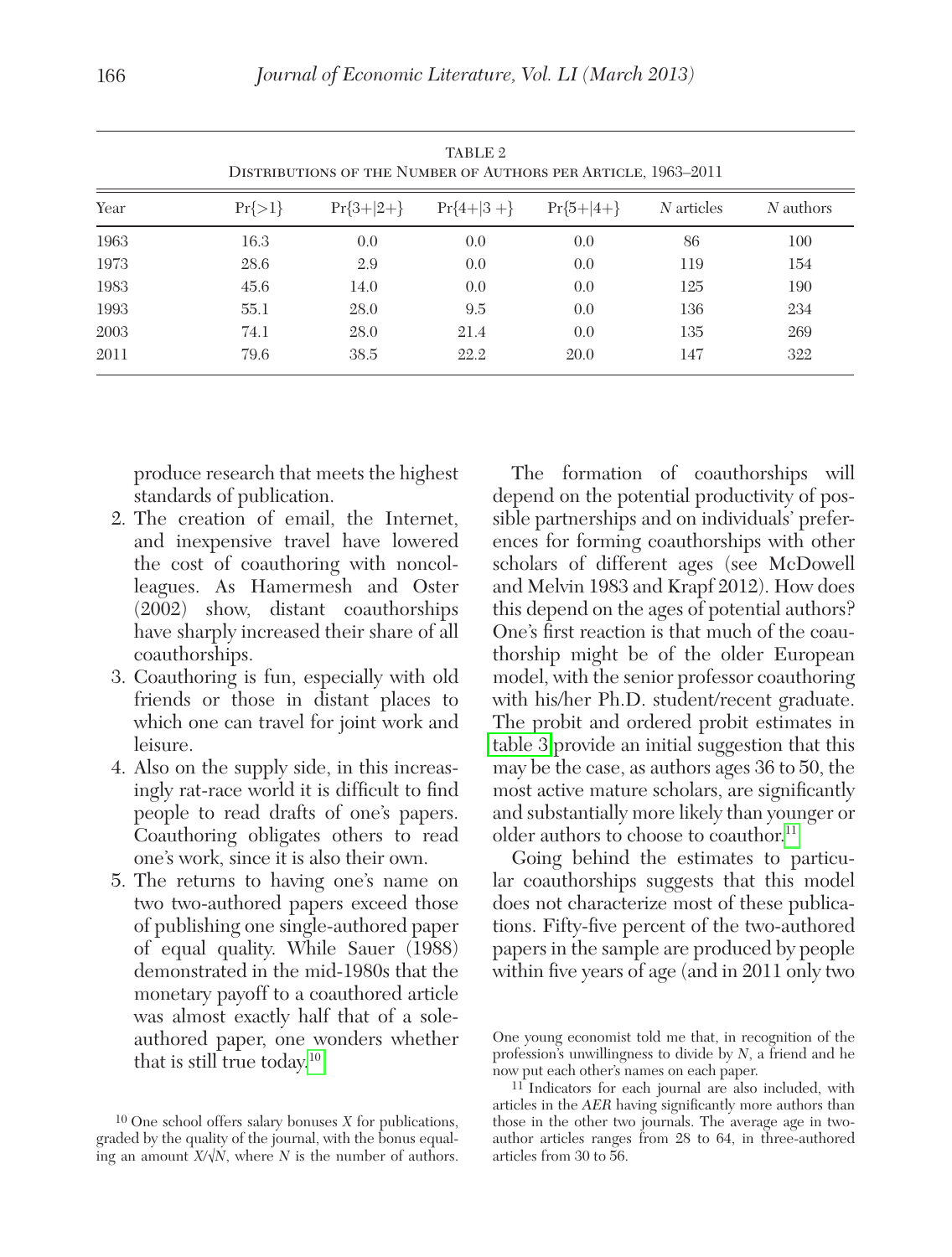TABLE 2
Distributions of the Number of Authors per Article, 1963–2011

| Year | Pr{>1} | Pr{3+\|2+} | Pr{4+\|3 +} | Pr{5+\|4+} | *N* articles | *N* authors |
|---|---|---|---|---|---|---|
| 1963 | 16.3 | 0.0 | 0.0 | 0.0 | 86 | 100 |
| 1973 | 28.6 | 2.9 | 0.0 | 0.0 | 119 | 154 |
| 1983 | 45.6 | 14.0 | 0.0 | 0.0 | 125 | 190 |
| 1993 | 55.1 | 28.0 | 9.5 | 0.0 | 136 | 234 |
| 2003 | 74.1 | 28.0 | 21.4 | 0.0 | 135 | 269 |
| 2011 | 79.6 | 38.5 | 22.2 | 20.0 | 147 | 322 |

produce research that meets the highest standards of publication.

2. The creation of email, the Internet, and inexpensive travel have lowered the cost of coauthoring with noncolleagues. As Hamermesh and Oster (2002) show, distant coauthorships have sharply increased their share of all coauthorships.
3. Coauthoring is fun, especially with old friends or those in distant places to which one can travel for joint work and leisure.
4. Also on the supply side, in this increasingly rat-race world it is difficult to find people to read drafts of one's papers. Coauthoring obligates others to read one's work, since it is also their own.
5. The returns to having one's name on two two-authored papers exceed those of publishing one single-authored paper of equal quality. While Sauer (1988) demonstrated in the mid-1980s that the monetary payoff to a coauthored article was almost exactly half that of a sole-authored paper, one wonders whether that is still true today.[10]

The formation of coauthorships will depend on the potential productivity of possible partnerships and on individuals' preferences for forming coauthorships with other scholars of different ages (see McDowell and Melvin 1983 and Krapf 2012). How does this depend on the ages of potential authors? One's first reaction is that much of the coauthorship might be of the older European model, with the senior professor coauthoring with his/her Ph.D. student/recent graduate. The probit and ordered probit estimates in table 3 provide an initial suggestion that this may be the case, as authors ages 36 to 50, the most active mature scholars, are significantly and substantially more likely than younger or older authors to choose to coauthor.[11]

Going behind the estimates to particular coauthorships suggests that this model does not characterize most of these publications. Fifty-five percent of the two-authored papers in the sample are produced by people within five years of age (and in 2011 only two

[10] One school offers salary bonuses *X* for publications, graded by the quality of the journal, with the bonus equaling an amount $X/\sqrt{N}$, where *N* is the number of authors. One young economist told me that, in recognition of the profession's unwillingness to divide by *N*, a friend and he now put each other's names on each paper.

[11] Indicators for each journal are also included, with articles in the *AER* having significantly more authors than those in the other two journals. The average age in two-author articles ranges from 28 to 64, in three-authored articles from 30 to 56.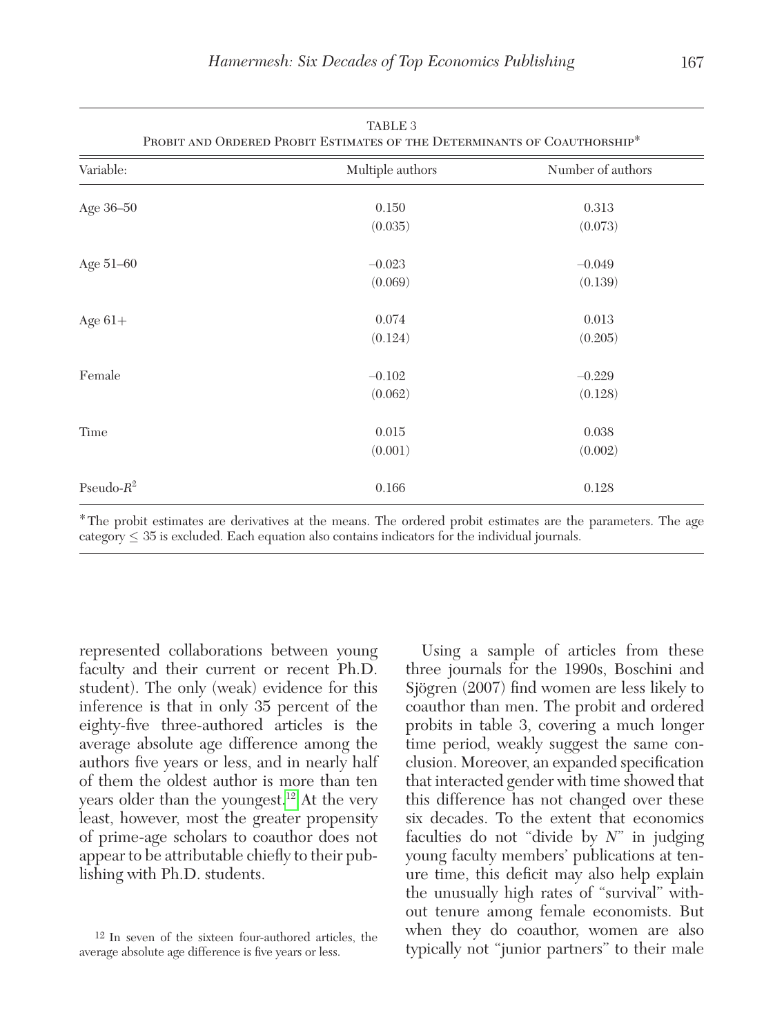TABLE 3
PROBIT AND ORDERED PROBIT ESTIMATES OF THE DETERMINANTS OF COAUTHORSHIP*

| Variable: | Multiple authors | Number of authors |
|---|---|---|
| Age 36–50 | 0.150 | 0.313 |
| | (0.035) | (0.073) |
| Age 51–60 | −0.023 | −0.049 |
| | (0.069) | (0.139) |
| Age 61+ | 0.074 | 0.013 |
| | (0.124) | (0.205) |
| Female | −0.102 | −0.229 |
| | (0.062) | (0.128) |
| Time | 0.015 | 0.038 |
| | (0.001) | (0.002) |
| Pseudo-$R^2$ | 0.166 | 0.128 |

*The probit estimates are derivatives at the means. The ordered probit estimates are the parameters. The age category ≤ 35 is excluded. Each equation also contains indicators for the individual journals.

represented collaborations between young faculty and their current or recent Ph.D. student). The only (weak) evidence for this inference is that in only 35 percent of the eighty-five three-authored articles is the average absolute age difference among the authors five years or less, and in nearly half of them the oldest author is more than ten years older than the youngest.[12] At the very least, however, most the greater propensity of prime-age scholars to coauthor does not appear to be attributable chiefly to their publishing with Ph.D. students.

Using a sample of articles from these three journals for the 1990s, Boschini and Sjögren (2007) find women are less likely to coauthor than men. The probit and ordered probits in table 3, covering a much longer time period, weakly suggest the same conclusion. Moreover, an expanded specification that interacted gender with time showed that this difference has not changed over these six decades. To the extent that economics faculties do not "divide by *N*" in judging young faculty members' publications at tenure time, this deficit may also help explain the unusually high rates of "survival" without tenure among female economists. But when they do coauthor, women are also typically not "junior partners" to their male

[12] In seven of the sixteen four-authored articles, the average absolute age difference is five years or less.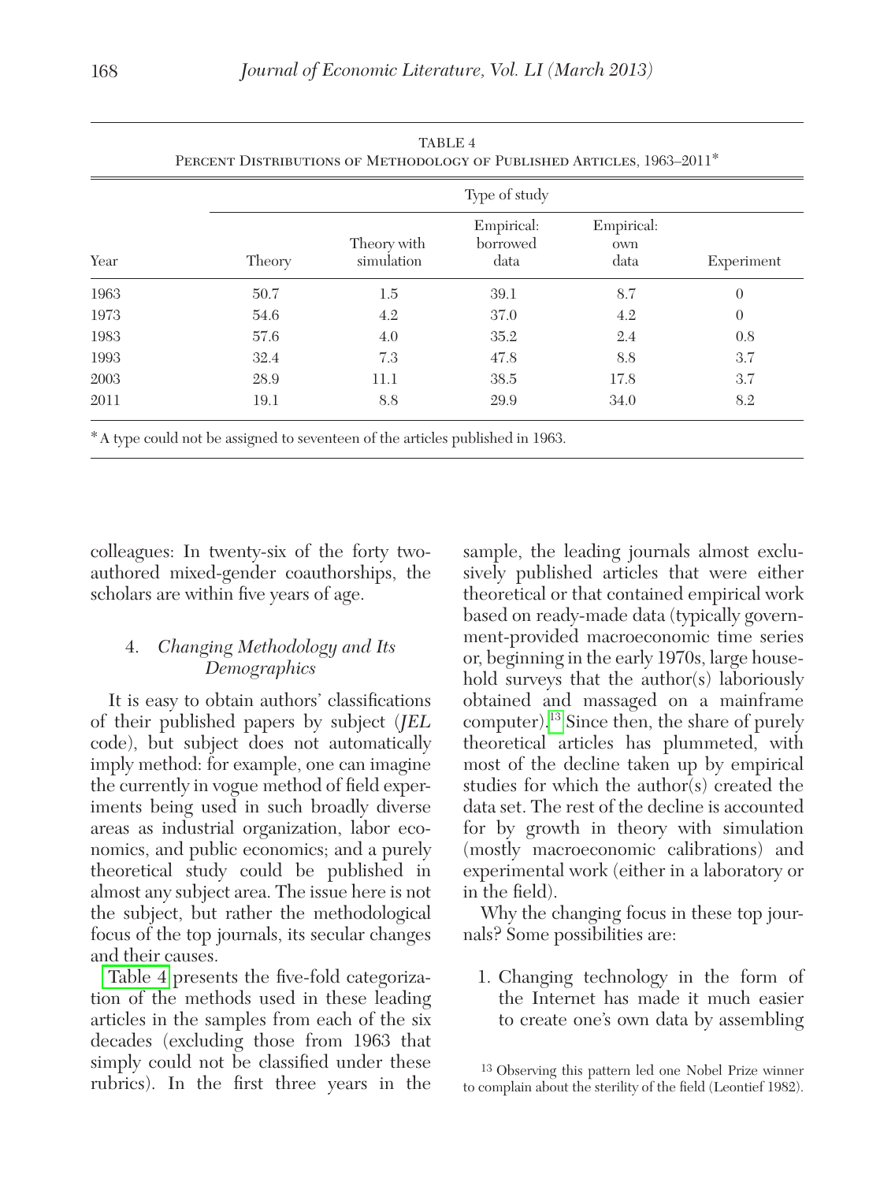TABLE 4
Percent Distributions of Methodology of Published Articles, 1963–2011*

| | Type of study | | | | |
|---|---|---|---|---|---|
| Year | Theory | Theory with simulation | Empirical: borrowed data | Empirical: own data | Experiment |
| 1963 | 50.7 | 1.5 | 39.1 | 8.7 | 0 |
| 1973 | 54.6 | 4.2 | 37.0 | 4.2 | 0 |
| 1983 | 57.6 | 4.0 | 35.2 | 2.4 | 0.8 |
| 1993 | 32.4 | 7.3 | 47.8 | 8.8 | 3.7 |
| 2003 | 28.9 | 11.1 | 38.5 | 17.8 | 3.7 |
| 2011 | 19.1 | 8.8 | 29.9 | 34.0 | 8.2 |

*A type could not be assigned to seventeen of the articles published in 1963.

colleagues: In twenty-six of the forty two-authored mixed-gender coauthorships, the scholars are within five years of age.

## 4. *Changing Methodology and Its Demographics*

It is easy to obtain authors' classifications of their published papers by subject (*JEL* code), but subject does not automatically imply method: for example, one can imagine the currently in vogue method of field experiments being used in such broadly diverse areas as industrial organization, labor economics, and public economics; and a purely theoretical study could be published in almost any subject area. The issue here is not the subject, but rather the methodological focus of the top journals, its secular changes and their causes.

Table 4 presents the five-fold categorization of the methods used in these leading articles in the samples from each of the six decades (excluding those from 1963 that simply could not be classified under these rubrics). In the first three years in the sample, the leading journals almost exclusively published articles that were either theoretical or that contained empirical work based on ready-made data (typically government-provided macroeconomic time series or, beginning in the early 1970s, large household surveys that the author(s) laboriously obtained and massaged on a mainframe computer).[13] Since then, the share of purely theoretical articles has plummeted, with most of the decline taken up by empirical studies for which the author(s) created the data set. The rest of the decline is accounted for by growth in theory with simulation (mostly macroeconomic calibrations) and experimental work (either in a laboratory or in the field).

Why the changing focus in these top journals? Some possibilities are:

1. Changing technology in the form of the Internet has made it much easier to create one's own data by assembling

[13] Observing this pattern led one Nobel Prize winner to complain about the sterility of the field (Leontief 1982).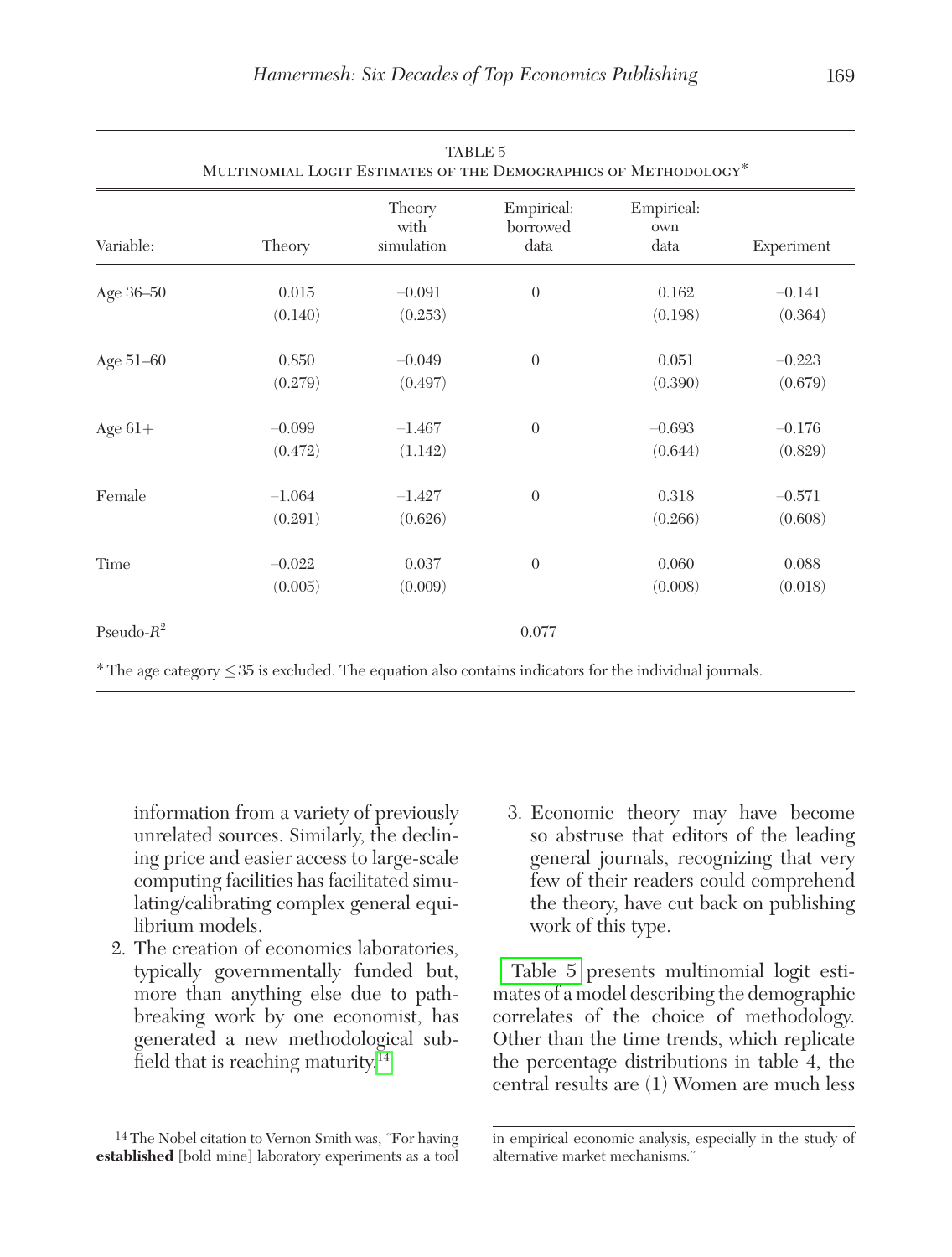TABLE 5
Multinomial Logit Estimates of the Demographics of Methodology*

| Variable: | Theory | Theory with simulation | Empirical: borrowed data | Empirical: own data | Experiment |
|---|---|---|---|---|---|
| Age 36–50 | 0.015 | −0.091 | 0 | 0.162 | −0.141 |
| | (0.140) | (0.253) | | (0.198) | (0.364) |
| Age 51–60 | 0.850 | −0.049 | 0 | 0.051 | −0.223 |
| | (0.279) | (0.497) | | (0.390) | (0.679) |
| Age 61+ | −0.099 | −1.467 | 0 | −0.693 | −0.176 |
| | (0.472) | (1.142) | | (0.644) | (0.829) |
| Female | −1.064 | −1.427 | 0 | 0.318 | −0.571 |
| | (0.291) | (0.626) | | (0.266) | (0.608) |
| Time | −0.022 | 0.037 | 0 | 0.060 | 0.088 |
| | (0.005) | (0.009) | | (0.008) | (0.018) |
| Pseudo-$R^2$ | | | 0.077 | | |

* The age category ≤ 35 is excluded. The equation also contains indicators for the individual journals.

information from a variety of previously unrelated sources. Similarly, the declining price and easier access to large-scale computing facilities has facilitated simulating/calibrating complex general equilibrium models.

2. The creation of economics laboratories, typically governmentally funded but, more than anything else due to pathbreaking work by one economist, has generated a new methodological subfield that is reaching maturity.[14]

3. Economic theory may have become so abstruse that editors of the leading general journals, recognizing that very few of their readers could comprehend the theory, have cut back on publishing work of this type.

Table 5 presents multinomial logit estimates of a model describing the demographic correlates of the choice of methodology. Other than the time trends, which replicate the percentage distributions in table 4, the central results are (1) Women are much less

[14] The Nobel citation to Vernon Smith was, "For having **established** [bold mine] laboratory experiments as a tool in empirical economic analysis, especially in the study of alternative market mechanisms."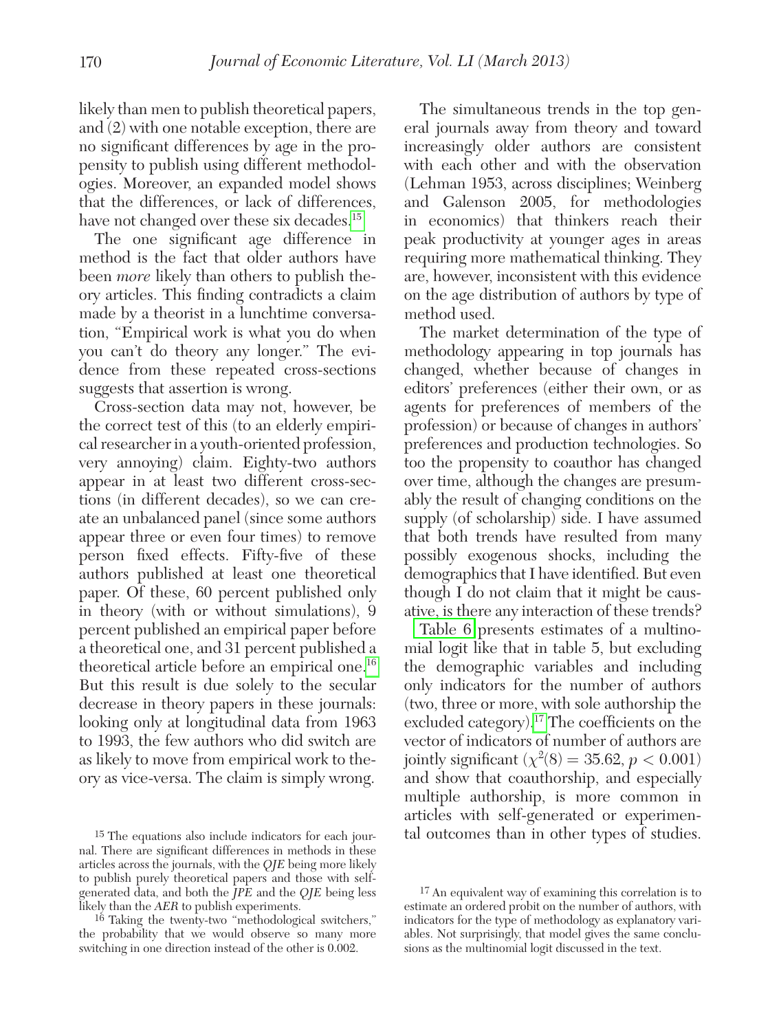likely than men to publish theoretical papers, and (2) with one notable exception, there are no significant differences by age in the propensity to publish using different methodologies. Moreover, an expanded model shows that the differences, or lack of differences, have not changed over these six decades.[15]

The one significant age difference in method is the fact that older authors have been *more* likely than others to publish theory articles. This finding contradicts a claim made by a theorist in a lunchtime conversation, "Empirical work is what you do when you can't do theory any longer." The evidence from these repeated cross-sections suggests that assertion is wrong.

Cross-section data may not, however, be the correct test of this (to an elderly empirical researcher in a youth-oriented profession, very annoying) claim. Eighty-two authors appear in at least two different cross-sections (in different decades), so we can create an unbalanced panel (since some authors appear three or even four times) to remove person fixed effects. Fifty-five of these authors published at least one theoretical paper. Of these, 60 percent published only in theory (with or without simulations), 9 percent published an empirical paper before a theoretical one, and 31 percent published a theoretical article before an empirical one.[16] But this result is due solely to the secular decrease in theory papers in these journals: looking only at longitudinal data from 1963 to 1993, the few authors who did switch are as likely to move from empirical work to theory as vice-versa. The claim is simply wrong.

The simultaneous trends in the top general journals away from theory and toward increasingly older authors are consistent with each other and with the observation (Lehman 1953, across disciplines; Weinberg and Galenson 2005, for methodologies in economics) that thinkers reach their peak productivity at younger ages in areas requiring more mathematical thinking. They are, however, inconsistent with this evidence on the age distribution of authors by type of method used.

The market determination of the type of methodology appearing in top journals has changed, whether because of changes in editors' preferences (either their own, or as agents for preferences of members of the profession) or because of changes in authors' preferences and production technologies. So too the propensity to coauthor has changed over time, although the changes are presumably the result of changing conditions on the supply (of scholarship) side. I have assumed that both trends have resulted from many possibly exogenous shocks, including the demographics that I have identified. But even though I do not claim that it might be causative, is there any interaction of these trends?

Table 6 presents estimates of a multinomial logit like that in table 5, but excluding the demographic variables and including only indicators for the number of authors (two, three or more, with sole authorship the excluded category).[17] The coefficients on the vector of indicators of number of authors are jointly significant ($\chi^2(8) = 35.62$, $p < 0.001$) and show that coauthorship, and especially multiple authorship, is more common in articles with self-generated or experimental outcomes than in other types of studies.

[15] The equations also include indicators for each journal. There are significant differences in methods in these articles across the journals, with the *QJE* being more likely to publish purely theoretical papers and those with self-generated data, and both the *JPE* and the *QJE* being less likely than the *AER* to publish experiments.

[16] Taking the twenty-two "methodological switchers," the probability that we would observe so many more switching in one direction instead of the other is 0.002.

[17] An equivalent way of examining this correlation is to estimate an ordered probit on the number of authors, with indicators for the type of methodology as explanatory variables. Not surprisingly, that model gives the same conclusions as the multinomial logit discussed in the text.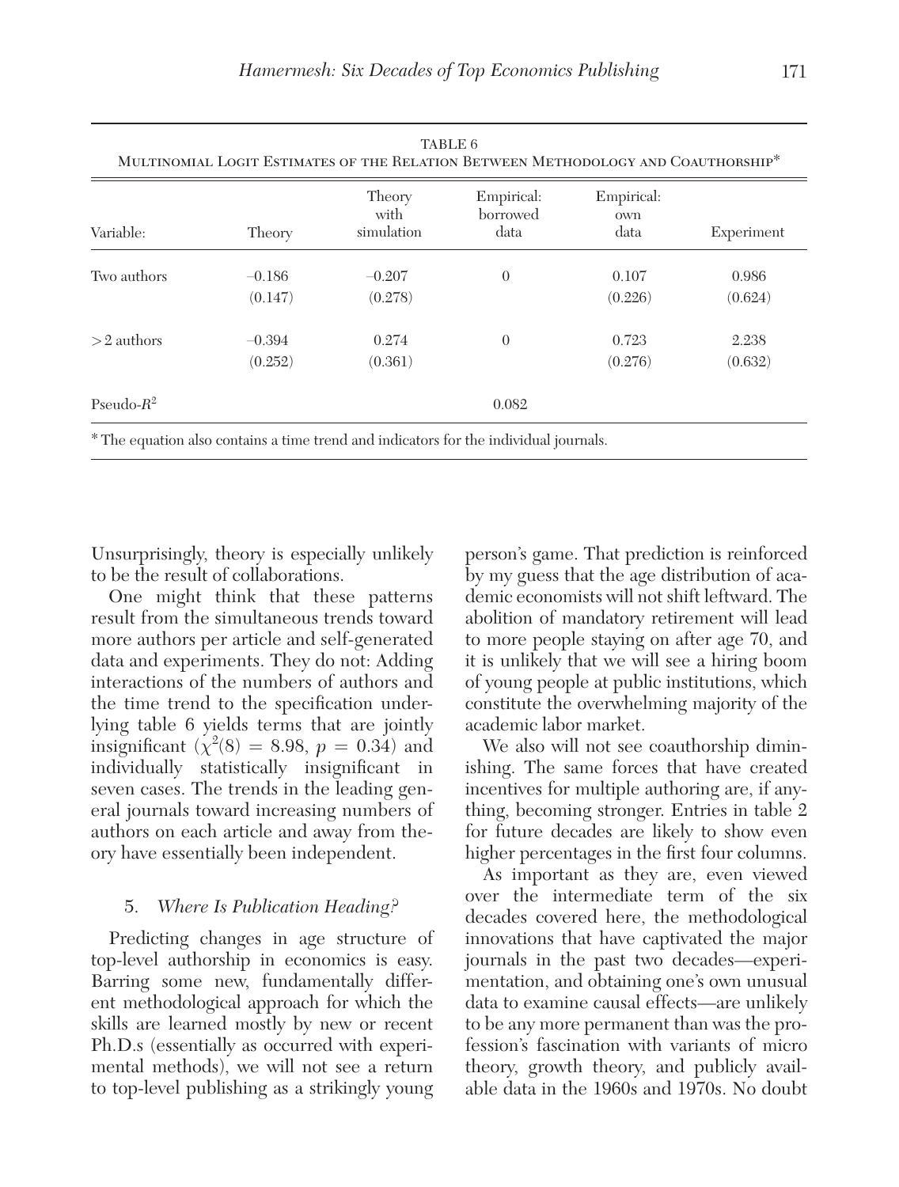TABLE 6
Multinomial Logit Estimates of the Relation Between Methodology and Coauthorship*

| Variable: | Theory | Theory with simulation | Empirical: borrowed data | Empirical: own data | Experiment |
|---|---|---|---|---|---|
| Two authors | −0.186 | −0.207 | 0 | 0.107 | 0.986 |
| | (0.147) | (0.278) | | (0.226) | (0.624) |
| > 2 authors | −0.394 | 0.274 | 0 | 0.723 | 2.238 |
| | (0.252) | (0.361) | | (0.276) | (0.632) |
| Pseudo-$R^2$ | | | 0.082 | | |

* The equation also contains a time trend and indicators for the individual journals.

Unsurprisingly, theory is especially unlikely to be the result of collaborations.

One might think that these patterns result from the simultaneous trends toward more authors per article and self-generated data and experiments. They do not: Adding interactions of the numbers of authors and the time trend to the specification underlying table 6 yields terms that are jointly insignificant ($\chi^2(8) = 8.98$, $p = 0.34$) and individually statistically insignificant in seven cases. The trends in the leading general journals toward increasing numbers of authors on each article and away from theory have essentially been independent.

## 5. *Where Is Publication Heading?*

Predicting changes in age structure of top-level authorship in economics is easy. Barring some new, fundamentally different methodological approach for which the skills are learned mostly by new or recent Ph.D.s (essentially as occurred with experimental methods), we will not see a return to top-level publishing as a strikingly young person's game. That prediction is reinforced by my guess that the age distribution of academic economists will not shift leftward. The abolition of mandatory retirement will lead to more people staying on after age 70, and it is unlikely that we will see a hiring boom of young people at public institutions, which constitute the overwhelming majority of the academic labor market.

We also will not see coauthorship diminishing. The same forces that have created incentives for multiple authoring are, if anything, becoming stronger. Entries in table 2 for future decades are likely to show even higher percentages in the first four columns.

As important as they are, even viewed over the intermediate term of the six decades covered here, the methodological innovations that have captivated the major journals in the past two decades—experimentation, and obtaining one's own unusual data to examine causal effects—are unlikely to be any more permanent than was the profession's fascination with variants of micro theory, growth theory, and publicly available data in the 1960s and 1970s. No doubt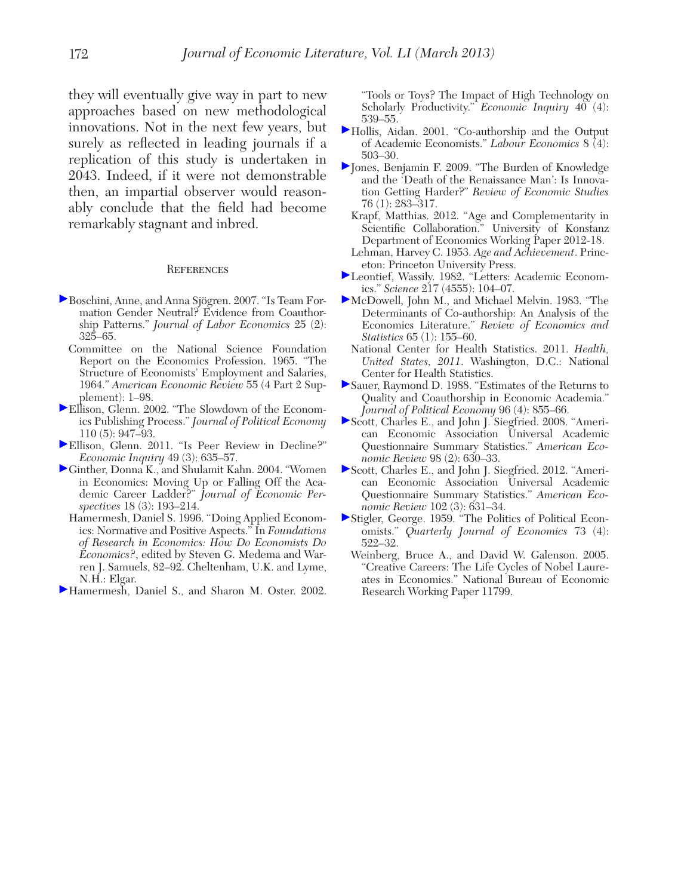they will eventually give way in part to new approaches based on new methodological innovations. Not in the next few years, but surely as reflected in leading journals if a replication of this study is undertaken in 2043. Indeed, if it were not demonstrable then, an impartial observer would reasonably conclude that the field had become remarkably stagnant and inbred.

## References

Boschini, Anne, and Anna Sjögren. 2007. "Is Team Formation Gender Neutral? Evidence from Coauthorship Patterns." *Journal of Labor Economics* 25 (2): 325–65.

Committee on the National Science Foundation Report on the Economics Profession. 1965. "The Structure of Economists' Employment and Salaries, 1964." *American Economic Review* 55 (4 Part 2 Supplement): 1–98.

Ellison, Glenn. 2002. "The Slowdown of the Economics Publishing Process." *Journal of Political Economy* 110 (5): 947–93.

Ellison, Glenn. 2011. "Is Peer Review in Decline?" *Economic Inquiry* 49 (3): 635–57.

Ginther, Donna K., and Shulamit Kahn. 2004. "Women in Economics: Moving Up or Falling Off the Academic Career Ladder?" *Journal of Economic Perspectives* 18 (3): 193–214.

Hamermesh, Daniel S. 1996. "Doing Applied Economics: Normative and Positive Aspects." In *Foundations of Research in Economics: How Do Economists Do Economics?*, edited by Steven G. Medema and Warren J. Samuels, 82–92. Cheltenham, U.K. and Lyme, N.H.: Elgar.

Hamermesh, Daniel S., and Sharon M. Oster. 2002. "Tools or Toys? The Impact of High Technology on Scholarly Productivity." *Economic Inquiry* 40 (4): 539–55.

Hollis, Aidan. 2001. "Co-authorship and the Output of Academic Economists." *Labour Economics* 8 (4): 503–30.

Jones, Benjamin F. 2009. "The Burden of Knowledge and the 'Death of the Renaissance Man': Is Innovation Getting Harder?" *Review of Economic Studies* 76 (1): 283–317.

Krapf, Matthias. 2012. "Age and Complementarity in Scientific Collaboration." University of Konstanz Department of Economics Working Paper 2012-18.

Lehman, Harvey C. 1953. *Age and Achievement*. Princeton: Princeton University Press.

Leontief, Wassily. 1982. "Letters: Academic Economics." *Science* 217 (4555): 104–07.

McDowell, John M., and Michael Melvin. 1983. "The Determinants of Co-authorship: An Analysis of the Economics Literature." *Review of Economics and Statistics* 65 (1): 155–60.

National Center for Health Statistics. 2011. *Health, United States, 2011*. Washington, D.C.: National Center for Health Statistics.

Sauer, Raymond D. 1988. "Estimates of the Returns to Quality and Coauthorship in Economic Academia." *Journal of Political Economy* 96 (4): 855–66.

Scott, Charles E., and John J. Siegfried. 2008. "American Economic Association Universal Academic Questionnaire Summary Statistics." *American Economic Review* 98 (2): 630–33.

Scott, Charles E., and John J. Siegfried. 2012. "American Economic Association Universal Academic Questionnaire Summary Statistics." *American Economic Review* 102 (3): 631–34.

Stigler, George. 1959. "The Politics of Political Economists." *Quarterly Journal of Economics* 73 (4): 522–32.

Weinberg, Bruce A., and David W. Galenson. 2005. "Creative Careers: The Life Cycles of Nobel Laureates in Economics." National Bureau of Economic Research Working Paper 11799.